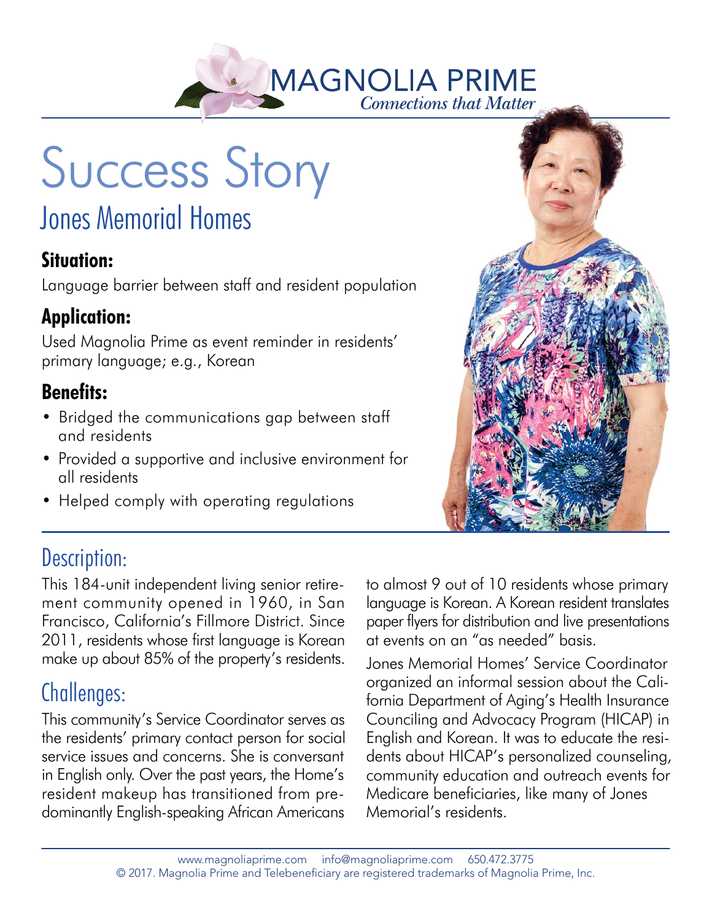MAGNOLIA PRIME

*Connections that Matter*

# Success Story

## Jones Memorial Homes

### Situation:

Language barrier between staff and resident population

### Application:

Used Magnolia Prime as event reminder in residents' primary language; e.g., Korean

### Benefits:

- Bridged the communications gap between staff and residents
- Provided a supportive and inclusive environment for all residents
- Helped comply with operating regulations

## Description:

This 184-unit independent living senior retirement community opened in 1960, in San Francisco, California's Fillmore District. Since 2011, residents whose first language is Korean make up about 85% of the property's residents.

## Challenges:

This community's Service Coordinator serves as the residents' primary contact person for social service issues and concerns. She is conversant in English only. Over the past years, the Home's resident makeup has transitioned from predominantly English-speaking African Americans to almost 9 out of 10 residents whose primary language is Korean. A Korean resident translates paper flyers for distribution and live presentations at events on an "as needed" basis.

Jones Memorial Homes' Service Coordinator organized an informal session about the California Department of Aging's Health Insurance Counciling and Advocacy Program (HICAP) in English and Korean. It was to educate the residents about HICAP's personalized counseling, community education and outreach events for Medicare beneficiaries, like many of Jones Memorial's residents.

www.magnoliaprime.com info@magnoliaprime.com 650.472.3775

© 2017. Magnolia Prime and Telebeneficiary are registered trademarks of Magnolia Prime, Inc.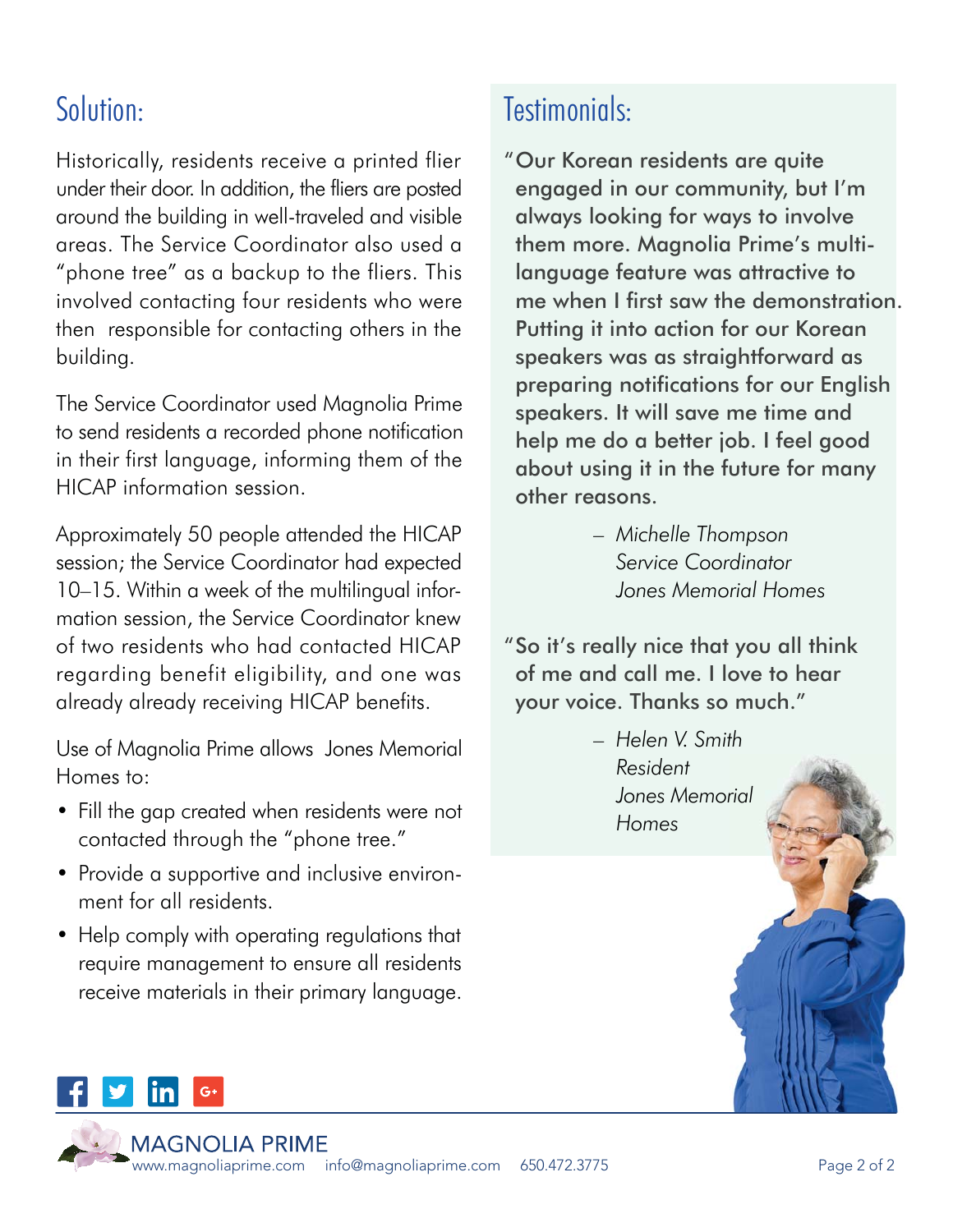## Solution:

Historically, residents receive a printed flier under their door. In addition, the fliers are posted around the building in well-traveled and visible areas. The Service Coordinator also used a "phone tree" as a backup to the fliers. This involved contacting four residents who were then responsible for contacting others in the building.

The Service Coordinator used Magnolia Prime to send residents a recorded phone notification in their first language, informing them of the HICAP information session.

Approximately 50 people attended the HICAP session; the Service Coordinator had expected 10–15. Within a week of the multilingual information session, the Service Coordinator knew of two residents who had contacted HICAP regarding benefit eligibility, and one was already already receiving HICAP benefits.

Use of Magnolia Prime allows Jones Memorial Homes to:

- Fill the gap created when residents were not contacted through the "phone tree."
- Provide a supportive and inclusive environment for all residents.
- Help comply with operating regulations that require management to ensure all residents receive materials in their primary language.

## Testimonials:

"Our Korean residents are quite engaged in our community, but I'm always looking for ways to involve them more. Magnolia Prime's multi-language feature was attractive to me when I first saw the demonstration. Putting it into action for our Korean speakers was as straightforward as preparing notifications for our English speakers. It will save me time and help me do a better job. I feel good about using it in the future for many other reasons.

– *Michelle Thompson*
*Service Coordinator*
*Jones Memorial Homes*

"So it's really nice that you all think of me and call me. I love to hear your voice. Thanks so much."

– *Helen V. Smith*
*Resident*
*Jones Memorial Homes*

MAGNOLIA PRIME
www.magnoliaprime.com info@magnoliaprime.com 650.472.3775